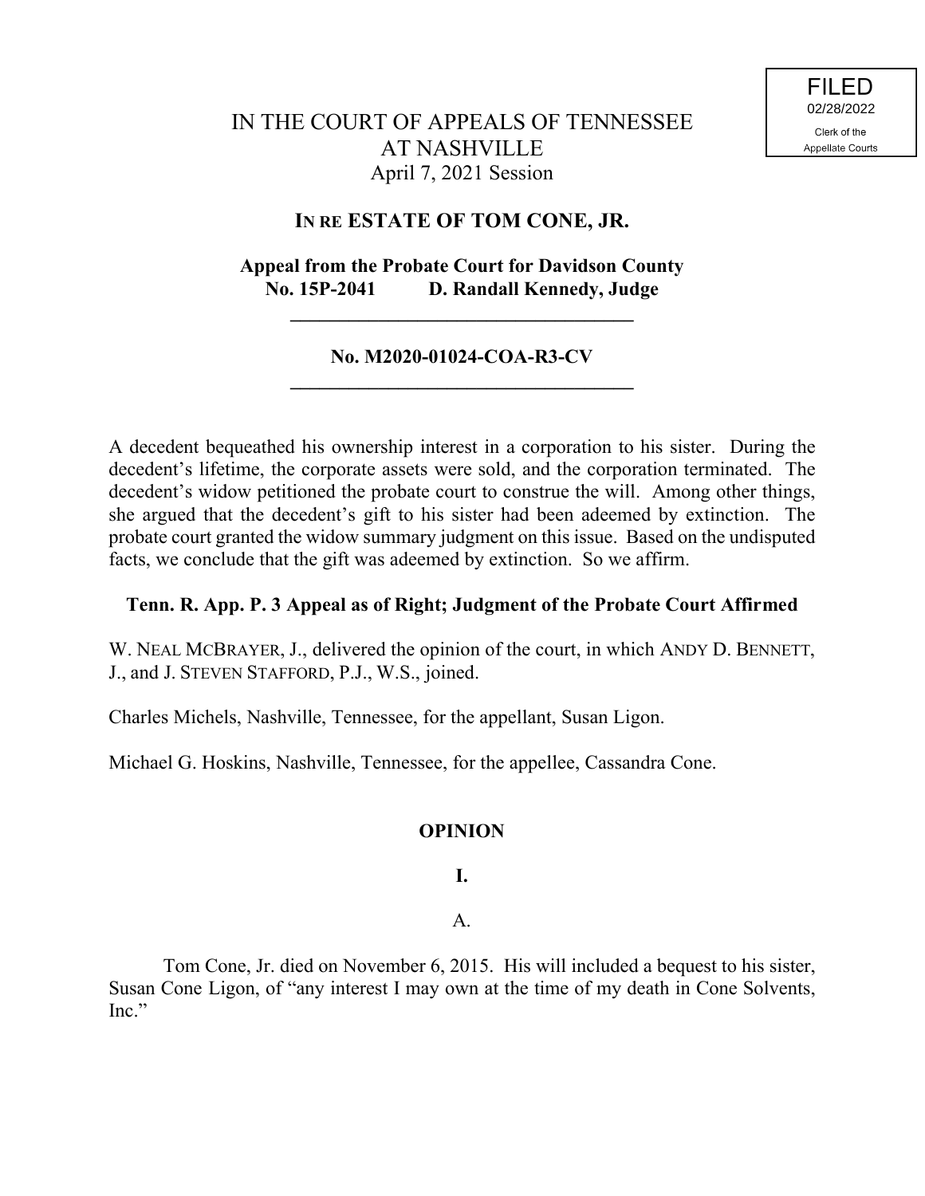FILED
02/28/2022
Clerk of the
Appellate Courts

# IN THE COURT OF APPEALS OF TENNESSEE
# AT NASHVILLE
April 7, 2021 Session

## IN RE ESTATE OF TOM CONE, JR.

**Appeal from the Probate Court for Davidson County**
**No. 15P-2041 D. Randall Kennedy, Judge**

---

**No. M2020-01024-COA-R3-CV**

---

A decedent bequeathed his ownership interest in a corporation to his sister. During the decedent's lifetime, the corporate assets were sold, and the corporation terminated. The decedent's widow petitioned the probate court to construe the will. Among other things, she argued that the decedent's gift to his sister had been adeemed by extinction. The probate court granted the widow summary judgment on this issue. Based on the undisputed facts, we conclude that the gift was adeemed by extinction. So we affirm.

**Tenn. R. App. P. 3 Appeal as of Right; Judgment of the Probate Court Affirmed**

W. NEAL MCBRAYER, J., delivered the opinion of the court, in which ANDY D. BENNETT, J., and J. STEVEN STAFFORD, P.J., W.S., joined.

Charles Michels, Nashville, Tennessee, for the appellant, Susan Ligon.

Michael G. Hoskins, Nashville, Tennessee, for the appellee, Cassandra Cone.

## OPINION

### I.

#### A.

Tom Cone, Jr. died on November 6, 2015. His will included a bequest to his sister, Susan Cone Ligon, of "any interest I may own at the time of my death in Cone Solvents, Inc."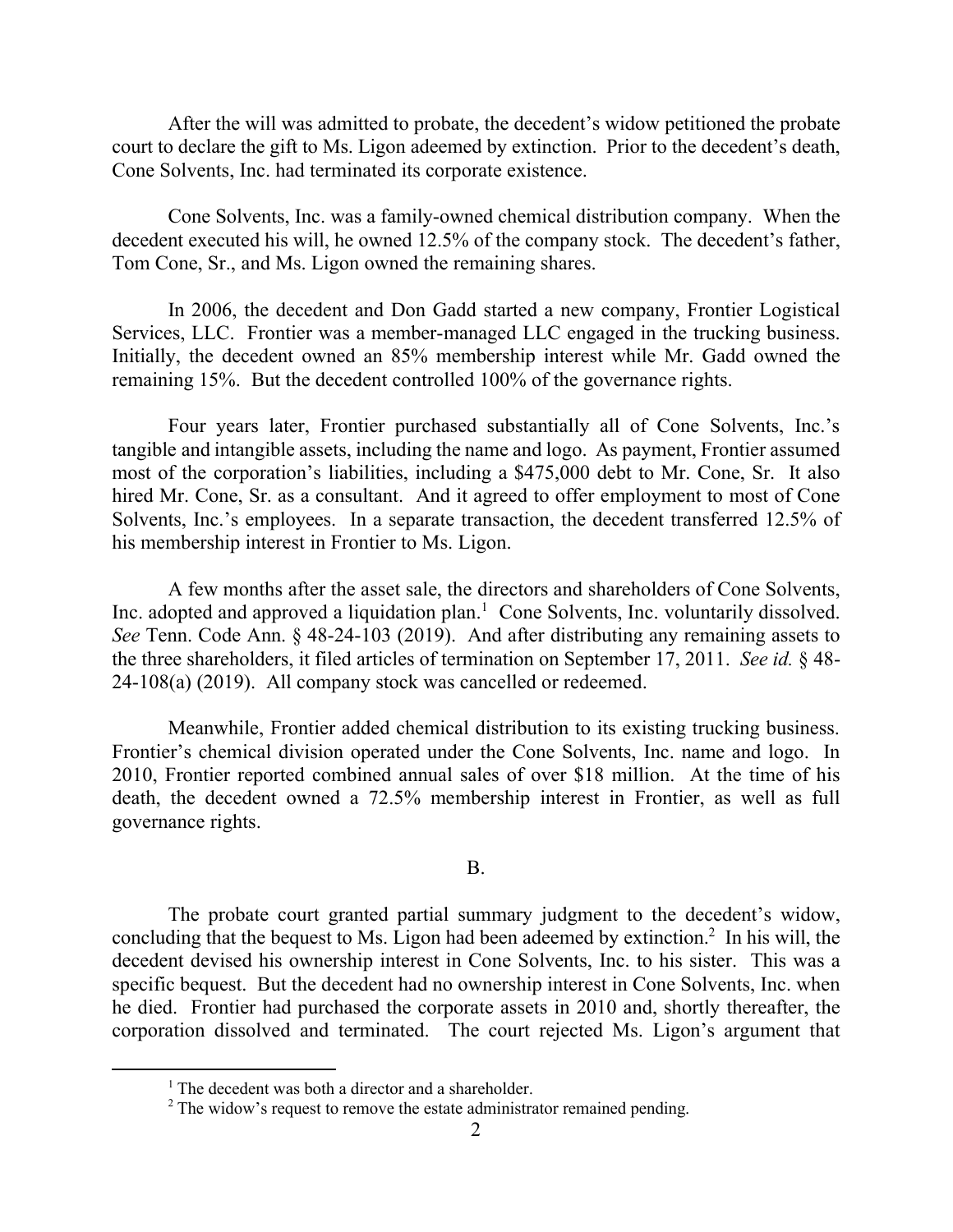After the will was admitted to probate, the decedent's widow petitioned the probate court to declare the gift to Ms. Ligon adeemed by extinction. Prior to the decedent's death, Cone Solvents, Inc. had terminated its corporate existence.

Cone Solvents, Inc. was a family-owned chemical distribution company. When the decedent executed his will, he owned 12.5% of the company stock. The decedent's father, Tom Cone, Sr., and Ms. Ligon owned the remaining shares.

In 2006, the decedent and Don Gadd started a new company, Frontier Logistical Services, LLC. Frontier was a member-managed LLC engaged in the trucking business. Initially, the decedent owned an 85% membership interest while Mr. Gadd owned the remaining 15%. But the decedent controlled 100% of the governance rights.

Four years later, Frontier purchased substantially all of Cone Solvents, Inc.'s tangible and intangible assets, including the name and logo. As payment, Frontier assumed most of the corporation's liabilities, including a $475,000 debt to Mr. Cone, Sr. It also hired Mr. Cone, Sr. as a consultant. And it agreed to offer employment to most of Cone Solvents, Inc.'s employees. In a separate transaction, the decedent transferred 12.5% of his membership interest in Frontier to Ms. Ligon.

A few months after the asset sale, the directors and shareholders of Cone Solvents, Inc. adopted and approved a liquidation plan.[1] Cone Solvents, Inc. voluntarily dissolved. *See* Tenn. Code Ann. § 48-24-103 (2019). And after distributing any remaining assets to the three shareholders, it filed articles of termination on September 17, 2011. *See id.* § 48-24-108(a) (2019). All company stock was cancelled or redeemed.

Meanwhile, Frontier added chemical distribution to its existing trucking business. Frontier's chemical division operated under the Cone Solvents, Inc. name and logo. In 2010, Frontier reported combined annual sales of over $18 million. At the time of his death, the decedent owned a 72.5% membership interest in Frontier, as well as full governance rights.

B.

The probate court granted partial summary judgment to the decedent's widow, concluding that the bequest to Ms. Ligon had been adeemed by extinction.[2] In his will, the decedent devised his ownership interest in Cone Solvents, Inc. to his sister. This was a specific bequest. But the decedent had no ownership interest in Cone Solvents, Inc. when he died. Frontier had purchased the corporate assets in 2010 and, shortly thereafter, the corporation dissolved and terminated. The court rejected Ms. Ligon's argument that

[1] The decedent was both a director and a shareholder.

[2] The widow's request to remove the estate administrator remained pending.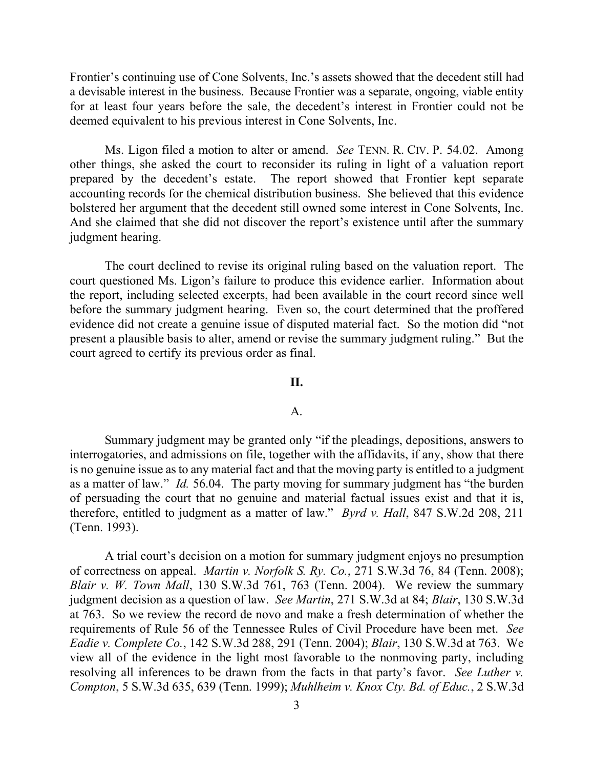Frontier's continuing use of Cone Solvents, Inc.'s assets showed that the decedent still had a devisable interest in the business. Because Frontier was a separate, ongoing, viable entity for at least four years before the sale, the decedent's interest in Frontier could not be deemed equivalent to his previous interest in Cone Solvents, Inc.

Ms. Ligon filed a motion to alter or amend. *See* TENN. R. CIV. P. 54.02. Among other things, she asked the court to reconsider its ruling in light of a valuation report prepared by the decedent's estate. The report showed that Frontier kept separate accounting records for the chemical distribution business. She believed that this evidence bolstered her argument that the decedent still owned some interest in Cone Solvents, Inc. And she claimed that she did not discover the report's existence until after the summary judgment hearing.

The court declined to revise its original ruling based on the valuation report. The court questioned Ms. Ligon's failure to produce this evidence earlier. Information about the report, including selected excerpts, had been available in the court record since well before the summary judgment hearing. Even so, the court determined that the proffered evidence did not create a genuine issue of disputed material fact. So the motion did "not present a plausible basis to alter, amend or revise the summary judgment ruling." But the court agreed to certify its previous order as final.

## II.

### A.

Summary judgment may be granted only "if the pleadings, depositions, answers to interrogatories, and admissions on file, together with the affidavits, if any, show that there is no genuine issue as to any material fact and that the moving party is entitled to a judgment as a matter of law." *Id.* 56.04. The party moving for summary judgment has "the burden of persuading the court that no genuine and material factual issues exist and that it is, therefore, entitled to judgment as a matter of law." *Byrd v. Hall*, 847 S.W.2d 208, 211 (Tenn. 1993).

A trial court's decision on a motion for summary judgment enjoys no presumption of correctness on appeal. *Martin v. Norfolk S. Ry. Co.*, 271 S.W.3d 76, 84 (Tenn. 2008); *Blair v. W. Town Mall*, 130 S.W.3d 761, 763 (Tenn. 2004). We review the summary judgment decision as a question of law. *See Martin*, 271 S.W.3d at 84; *Blair*, 130 S.W.3d at 763. So we review the record de novo and make a fresh determination of whether the requirements of Rule 56 of the Tennessee Rules of Civil Procedure have been met. *See Eadie v. Complete Co.*, 142 S.W.3d 288, 291 (Tenn. 2004); *Blair*, 130 S.W.3d at 763. We view all of the evidence in the light most favorable to the nonmoving party, including resolving all inferences to be drawn from the facts in that party's favor. *See Luther v. Compton*, 5 S.W.3d 635, 639 (Tenn. 1999); *Muhlheim v. Knox Cty. Bd. of Educ.*, 2 S.W.3d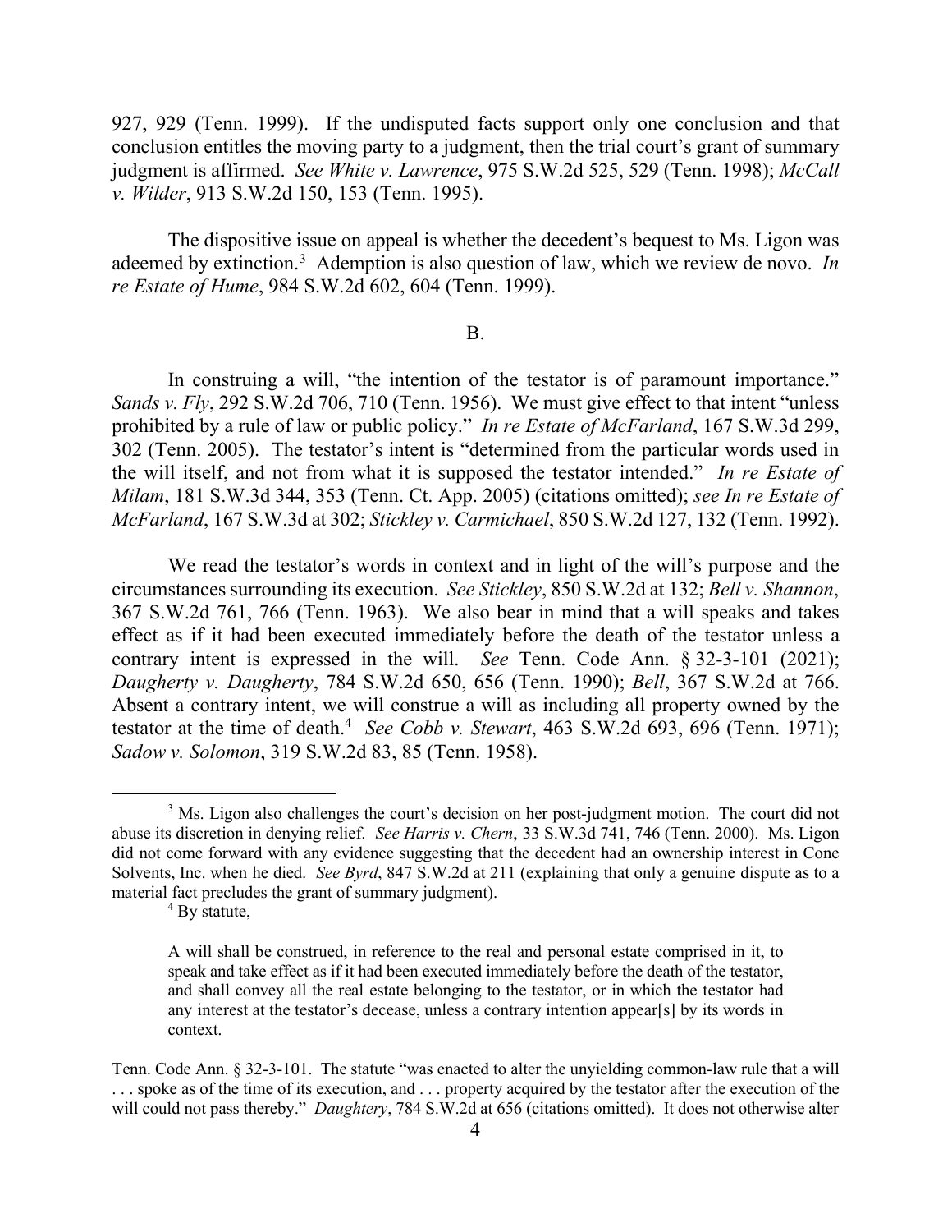927, 929 (Tenn. 1999). If the undisputed facts support only one conclusion and that conclusion entitles the moving party to a judgment, then the trial court's grant of summary judgment is affirmed. *See White v. Lawrence*, 975 S.W.2d 525, 529 (Tenn. 1998); *McCall v. Wilder*, 913 S.W.2d 150, 153 (Tenn. 1995).

The dispositive issue on appeal is whether the decedent's bequest to Ms. Ligon was adeemed by extinction.[3] Ademption is also question of law, which we review de novo. *In re Estate of Hume*, 984 S.W.2d 602, 604 (Tenn. 1999).

B.

In construing a will, "the intention of the testator is of paramount importance." *Sands v. Fly*, 292 S.W.2d 706, 710 (Tenn. 1956). We must give effect to that intent "unless prohibited by a rule of law or public policy." *In re Estate of McFarland*, 167 S.W.3d 299, 302 (Tenn. 2005). The testator's intent is "determined from the particular words used in the will itself, and not from what it is supposed the testator intended." *In re Estate of Milam*, 181 S.W.3d 344, 353 (Tenn. Ct. App. 2005) (citations omitted); *see In re Estate of McFarland*, 167 S.W.3d at 302; *Stickley v. Carmichael*, 850 S.W.2d 127, 132 (Tenn. 1992).

We read the testator's words in context and in light of the will's purpose and the circumstances surrounding its execution. *See Stickley*, 850 S.W.2d at 132; *Bell v. Shannon*, 367 S.W.2d 761, 766 (Tenn. 1963). We also bear in mind that a will speaks and takes effect as if it had been executed immediately before the death of the testator unless a contrary intent is expressed in the will. *See* Tenn. Code Ann. § 32-3-101 (2021); *Daugherty v. Daugherty*, 784 S.W.2d 650, 656 (Tenn. 1990); *Bell*, 367 S.W.2d at 766. Absent a contrary intent, we will construe a will as including all property owned by the testator at the time of death.[4] *See Cobb v. Stewart*, 463 S.W.2d 693, 696 (Tenn. 1971); *Sadow v. Solomon*, 319 S.W.2d 83, 85 (Tenn. 1958).

---

[3] Ms. Ligon also challenges the court's decision on her post-judgment motion. The court did not abuse its discretion in denying relief. *See Harris v. Chern*, 33 S.W.3d 741, 746 (Tenn. 2000). Ms. Ligon did not come forward with any evidence suggesting that the decedent had an ownership interest in Cone Solvents, Inc. when he died. *See Byrd*, 847 S.W.2d at 211 (explaining that only a genuine dispute as to a material fact precludes the grant of summary judgment).

[4] By statute,

> A will shall be construed, in reference to the real and personal estate comprised in it, to speak and take effect as if it had been executed immediately before the death of the testator, and shall convey all the real estate belonging to the testator, or in which the testator had any interest at the testator's decease, unless a contrary intention appear[s] by its words in context.

Tenn. Code Ann. § 32-3-101. The statute "was enacted to alter the unyielding common-law rule that a will . . . spoke as of the time of its execution, and . . . property acquired by the testator after the execution of the will could not pass thereby." *Daughtery*, 784 S.W.2d at 656 (citations omitted). It does not otherwise alter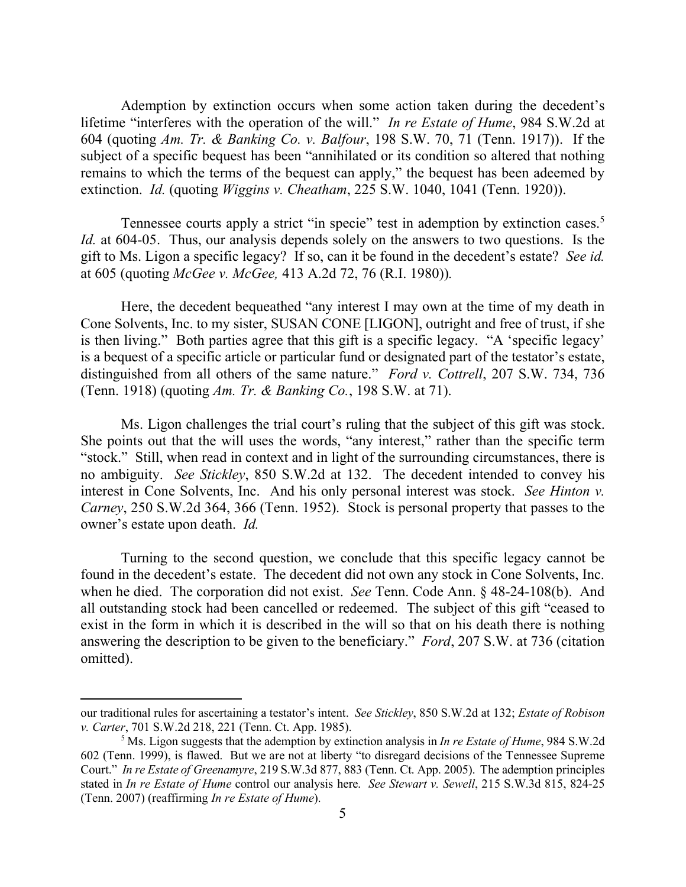Ademption by extinction occurs when some action taken during the decedent's lifetime "interferes with the operation of the will." *In re Estate of Hume*, 984 S.W.2d at 604 (quoting *Am. Tr. & Banking Co. v. Balfour*, 198 S.W. 70, 71 (Tenn. 1917)). If the subject of a specific bequest has been "annihilated or its condition so altered that nothing remains to which the terms of the bequest can apply," the bequest has been adeemed by extinction. *Id.* (quoting *Wiggins v. Cheatham*, 225 S.W. 1040, 1041 (Tenn. 1920)).

Tennessee courts apply a strict "in specie" test in ademption by extinction cases.[5] *Id.* at 604-05. Thus, our analysis depends solely on the answers to two questions. Is the gift to Ms. Ligon a specific legacy? If so, can it be found in the decedent's estate? *See id.* at 605 (quoting *McGee v. McGee,* 413 A.2d 72, 76 (R.I. 1980))*.*

Here, the decedent bequeathed "any interest I may own at the time of my death in Cone Solvents, Inc. to my sister, SUSAN CONE [LIGON], outright and free of trust, if she is then living." Both parties agree that this gift is a specific legacy. "A 'specific legacy' is a bequest of a specific article or particular fund or designated part of the testator's estate, distinguished from all others of the same nature." *Ford v. Cottrell*, 207 S.W. 734, 736 (Tenn. 1918) (quoting *Am. Tr. & Banking Co.*, 198 S.W. at 71).

Ms. Ligon challenges the trial court's ruling that the subject of this gift was stock. She points out that the will uses the words, "any interest," rather than the specific term "stock." Still, when read in context and in light of the surrounding circumstances, there is no ambiguity. *See Stickley*, 850 S.W.2d at 132. The decedent intended to convey his interest in Cone Solvents, Inc. And his only personal interest was stock. *See Hinton v. Carney*, 250 S.W.2d 364, 366 (Tenn. 1952). Stock is personal property that passes to the owner's estate upon death. *Id.*

Turning to the second question, we conclude that this specific legacy cannot be found in the decedent's estate. The decedent did not own any stock in Cone Solvents, Inc. when he died. The corporation did not exist. *See* Tenn. Code Ann. § 48-24-108(b). And all outstanding stock had been cancelled or redeemed. The subject of this gift "ceased to exist in the form in which it is described in the will so that on his death there is nothing answering the description to be given to the beneficiary." *Ford*, 207 S.W. at 736 (citation omitted).

---

our traditional rules for ascertaining a testator's intent. *See Stickley*, 850 S.W.2d at 132; *Estate of Robison v. Carter*, 701 S.W.2d 218, 221 (Tenn. Ct. App. 1985).

[5] Ms. Ligon suggests that the ademption by extinction analysis in *In re Estate of Hume*, 984 S.W.2d 602 (Tenn. 1999), is flawed. But we are not at liberty "to disregard decisions of the Tennessee Supreme Court." *In re Estate of Greenamyre*, 219 S.W.3d 877, 883 (Tenn. Ct. App. 2005). The ademption principles stated in *In re Estate of Hume* control our analysis here. *See Stewart v. Sewell*, 215 S.W.3d 815, 824-25 (Tenn. 2007) (reaffirming *In re Estate of Hume*).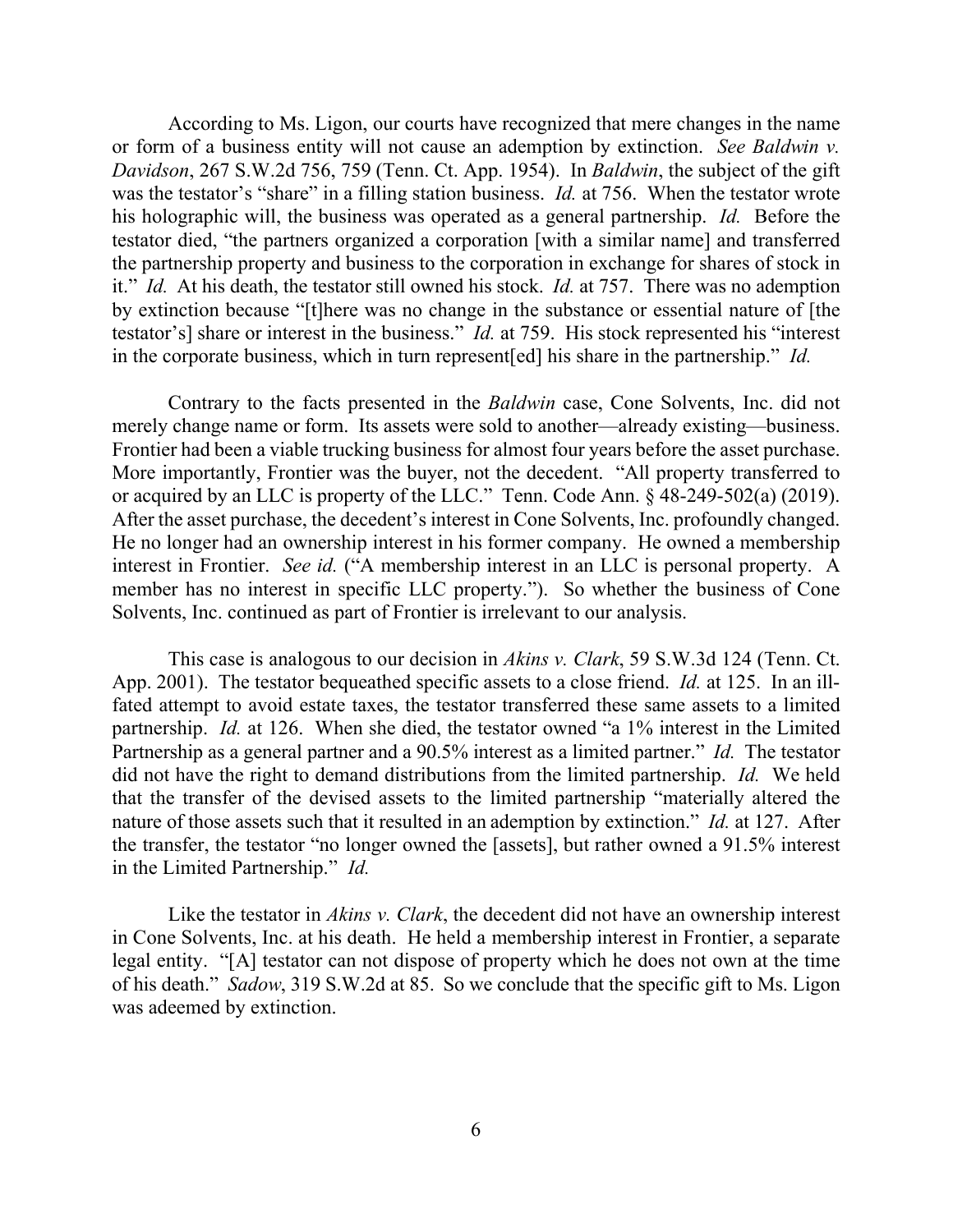According to Ms. Ligon, our courts have recognized that mere changes in the name or form of a business entity will not cause an ademption by extinction. *See Baldwin v. Davidson*, 267 S.W.2d 756, 759 (Tenn. Ct. App. 1954). In *Baldwin*, the subject of the gift was the testator's "share" in a filling station business. *Id.* at 756. When the testator wrote his holographic will, the business was operated as a general partnership. *Id.* Before the testator died, "the partners organized a corporation [with a similar name] and transferred the partnership property and business to the corporation in exchange for shares of stock in it." *Id.* At his death, the testator still owned his stock. *Id.* at 757. There was no ademption by extinction because "[t]here was no change in the substance or essential nature of [the testator's] share or interest in the business." *Id.* at 759. His stock represented his "interest in the corporate business, which in turn represent[ed] his share in the partnership." *Id.*

Contrary to the facts presented in the *Baldwin* case, Cone Solvents, Inc. did not merely change name or form. Its assets were sold to another—already existing—business. Frontier had been a viable trucking business for almost four years before the asset purchase. More importantly, Frontier was the buyer, not the decedent. "All property transferred to or acquired by an LLC is property of the LLC." Tenn. Code Ann. § 48-249-502(a) (2019). After the asset purchase, the decedent's interest in Cone Solvents, Inc. profoundly changed. He no longer had an ownership interest in his former company. He owned a membership interest in Frontier. *See id.* ("A membership interest in an LLC is personal property. A member has no interest in specific LLC property."). So whether the business of Cone Solvents, Inc. continued as part of Frontier is irrelevant to our analysis.

This case is analogous to our decision in *Akins v. Clark*, 59 S.W.3d 124 (Tenn. Ct. App. 2001). The testator bequeathed specific assets to a close friend. *Id.* at 125. In an ill-fated attempt to avoid estate taxes, the testator transferred these same assets to a limited partnership. *Id.* at 126. When she died, the testator owned "a 1% interest in the Limited Partnership as a general partner and a 90.5% interest as a limited partner." *Id.* The testator did not have the right to demand distributions from the limited partnership. *Id.* We held that the transfer of the devised assets to the limited partnership "materially altered the nature of those assets such that it resulted in an ademption by extinction." *Id.* at 127. After the transfer, the testator "no longer owned the [assets], but rather owned a 91.5% interest in the Limited Partnership." *Id.*

Like the testator in *Akins v. Clark*, the decedent did not have an ownership interest in Cone Solvents, Inc. at his death. He held a membership interest in Frontier, a separate legal entity. "[A] testator can not dispose of property which he does not own at the time of his death." *Sadow*, 319 S.W.2d at 85. So we conclude that the specific gift to Ms. Ligon was adeemed by extinction.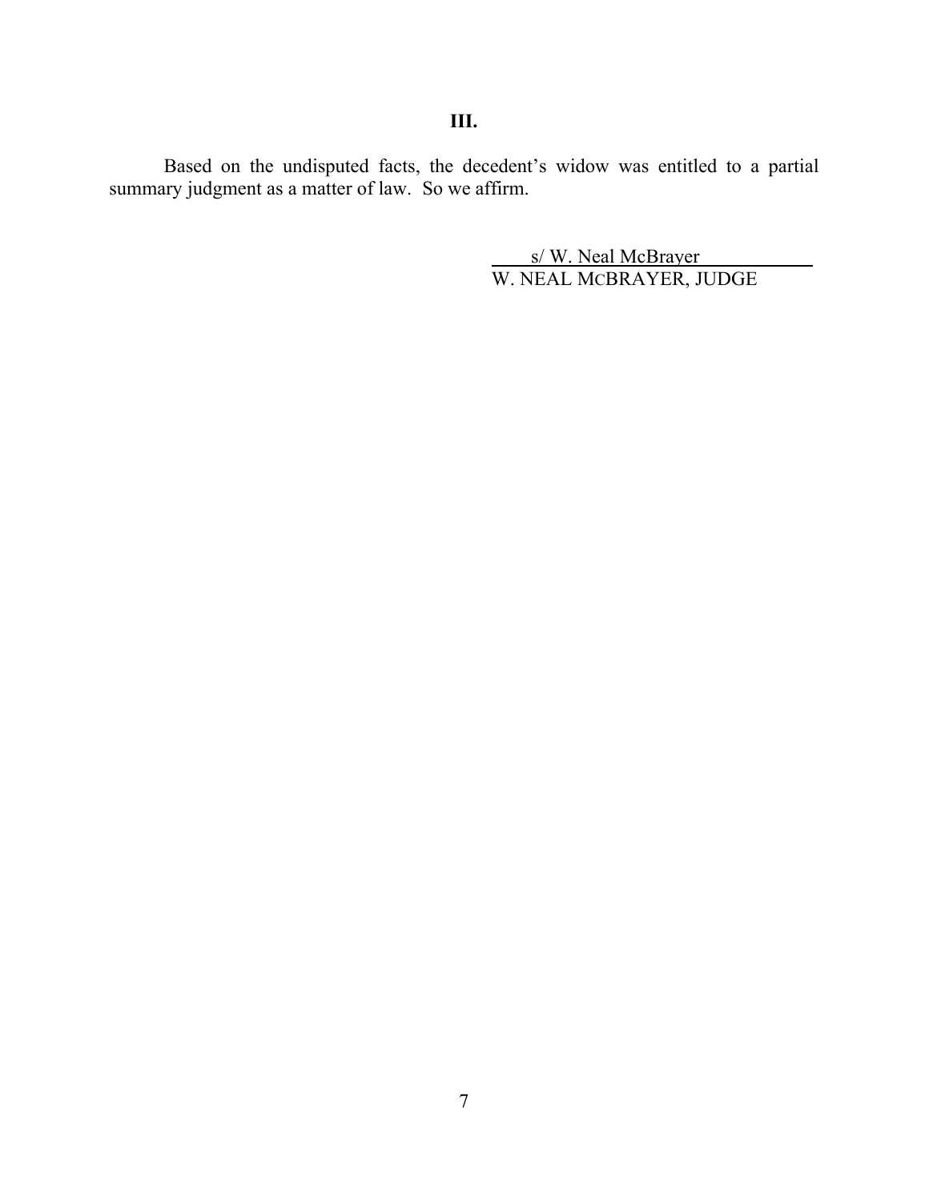### III.

Based on the undisputed facts, the decedent's widow was entitled to a partial summary judgment as a matter of law. So we affirm.

s/ W. Neal McBrayer
W. NEAL MCBRAYER, JUDGE